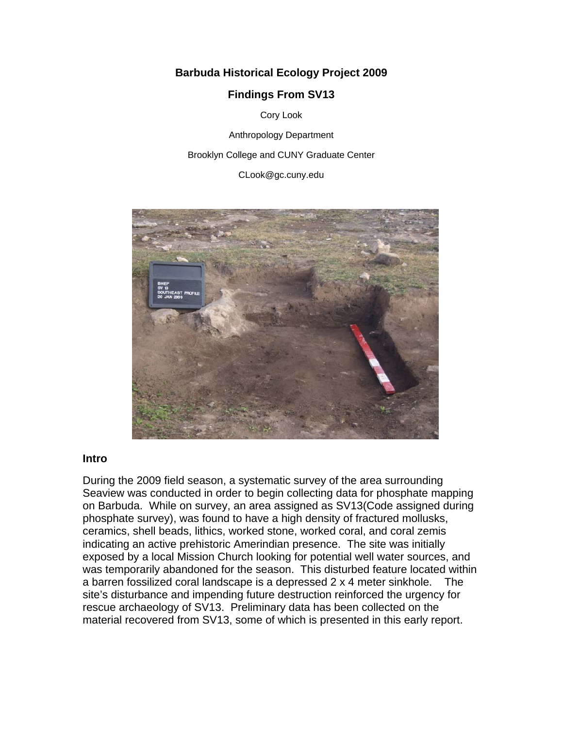# Barbuda Historical Ecology Project 2009

## Findings From SV13

Cory Look

Anthropology Department

Brooklyn College and CUNY Graduate Center

CLook@gc.cuny.edu

### Intro

During the 2009 field season, a systematic survey of the area surrounding Seaview was conducted in order to begin collecting data for phosphate mapping on Barbuda. While on survey, an area assigned as SV13(Code assigned during phosphate survey), was found to have a high density of fractured mollusks, ceramics, shell beads, lithics, worked stone, worked coral, and coral zemis indicating an active prehistoric Amerindian presence. The site was initially exposed by a local Mission Church looking for potential well water sources, and was temporarily abandoned for the season. This disturbed feature located within a barren fossilized coral landscape is a depressed 2 x 4 meter sinkhole. The site's disturbance and impending future destruction reinforced the urgency for rescue archaeology of SV13. Preliminary data has been collected on the material recovered from SV13, some of which is presented in this early report.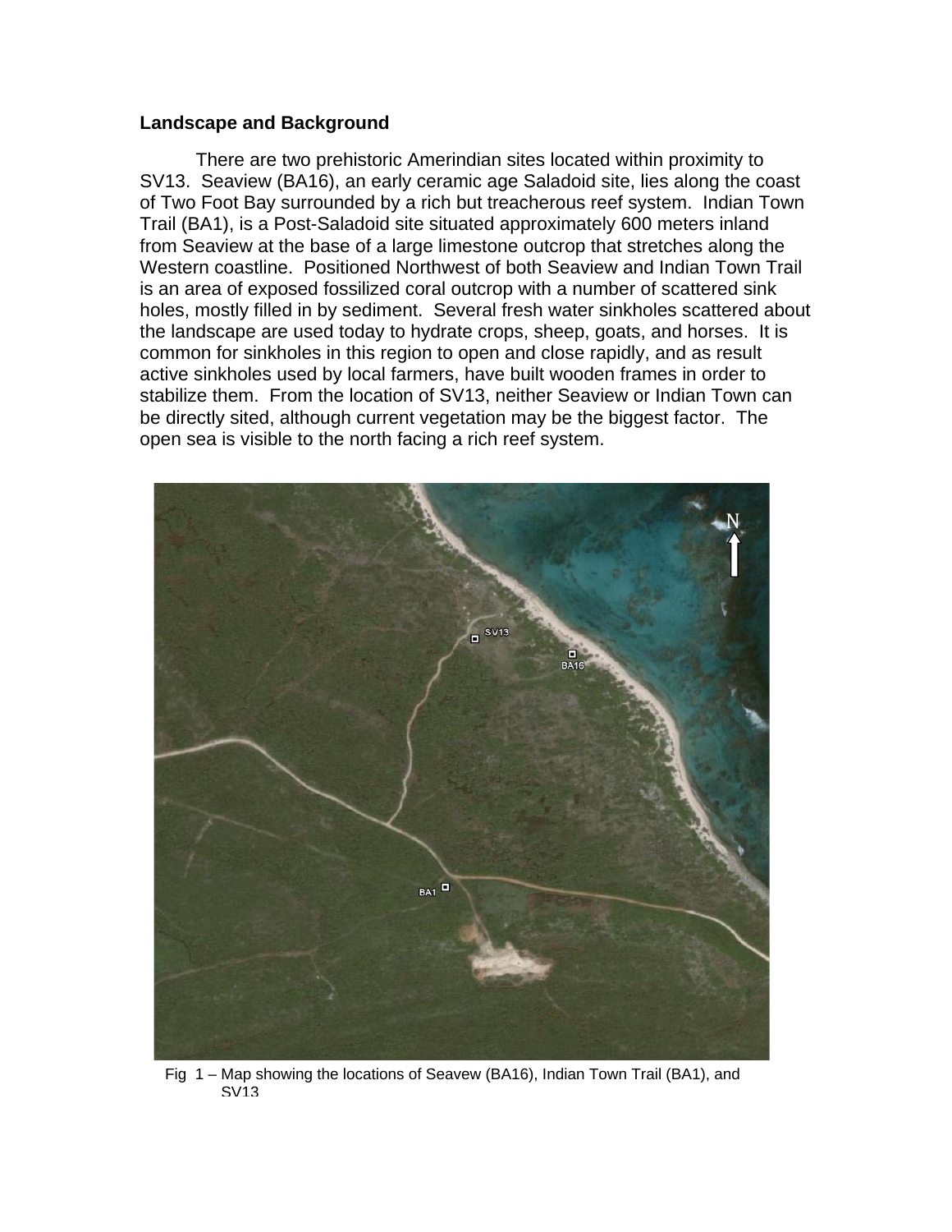## Landscape and Background

There are two prehistoric Amerindian sites located within proximity to SV13. Seaview (BA16), an early ceramic age Saladoid site, lies along the coast of Two Foot Bay surrounded by a rich but treacherous reef system. Indian Town Trail (BA1), is a Post-Saladoid site situated approximately 600 meters inland from Seaview at the base of a large limestone outcrop that stretches along the Western coastline. Positioned Northwest of both Seaview and Indian Town Trail is an area of exposed fossilized coral outcrop with a number of scattered sink holes, mostly filled in by sediment. Several fresh water sinkholes scattered about the landscape are used today to hydrate crops, sheep, goats, and horses. It is common for sinkholes in this region to open and close rapidly, and as result active sinkholes used by local farmers, have built wooden frames in order to stabilize them. From the location of SV13, neither Seaview or Indian Town can be directly sited, although current vegetation may be the biggest factor. The open sea is visible to the north facing a rich reef system.

Fig 1 – Map showing the locations of Seavew (BA16), Indian Town Trail (BA1), and SV13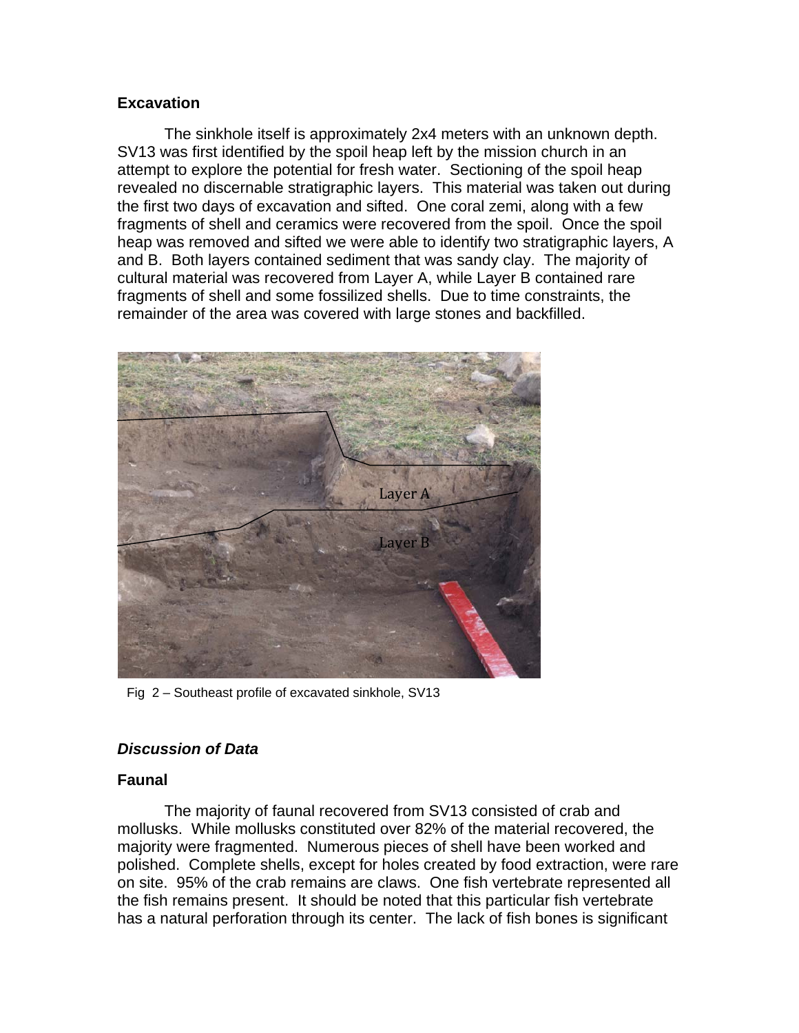### Excavation

The sinkhole itself is approximately 2x4 meters with an unknown depth. SV13 was first identified by the spoil heap left by the mission church in an attempt to explore the potential for fresh water. Sectioning of the spoil heap revealed no discernable stratigraphic layers. This material was taken out during the first two days of excavation and sifted. One coral zemi, along with a few fragments of shell and ceramics were recovered from the spoil. Once the spoil heap was removed and sifted we were able to identify two stratigraphic layers, A and B. Both layers contained sediment that was sandy clay. The majority of cultural material was recovered from Layer A, while Layer B contained rare fragments of shell and some fossilized shells. Due to time constraints, the remainder of the area was covered with large stones and backfilled.

Fig 2 – Southeast profile of excavated sinkhole, SV13

## *Discussion of Data*

### Faunal

The majority of faunal recovered from SV13 consisted of crab and mollusks. While mollusks constituted over 82% of the material recovered, the majority were fragmented. Numerous pieces of shell have been worked and polished. Complete shells, except for holes created by food extraction, were rare on site. 95% of the crab remains are claws. One fish vertebrate represented all the fish remains present. It should be noted that this particular fish vertebrate has a natural perforation through its center. The lack of fish bones is significant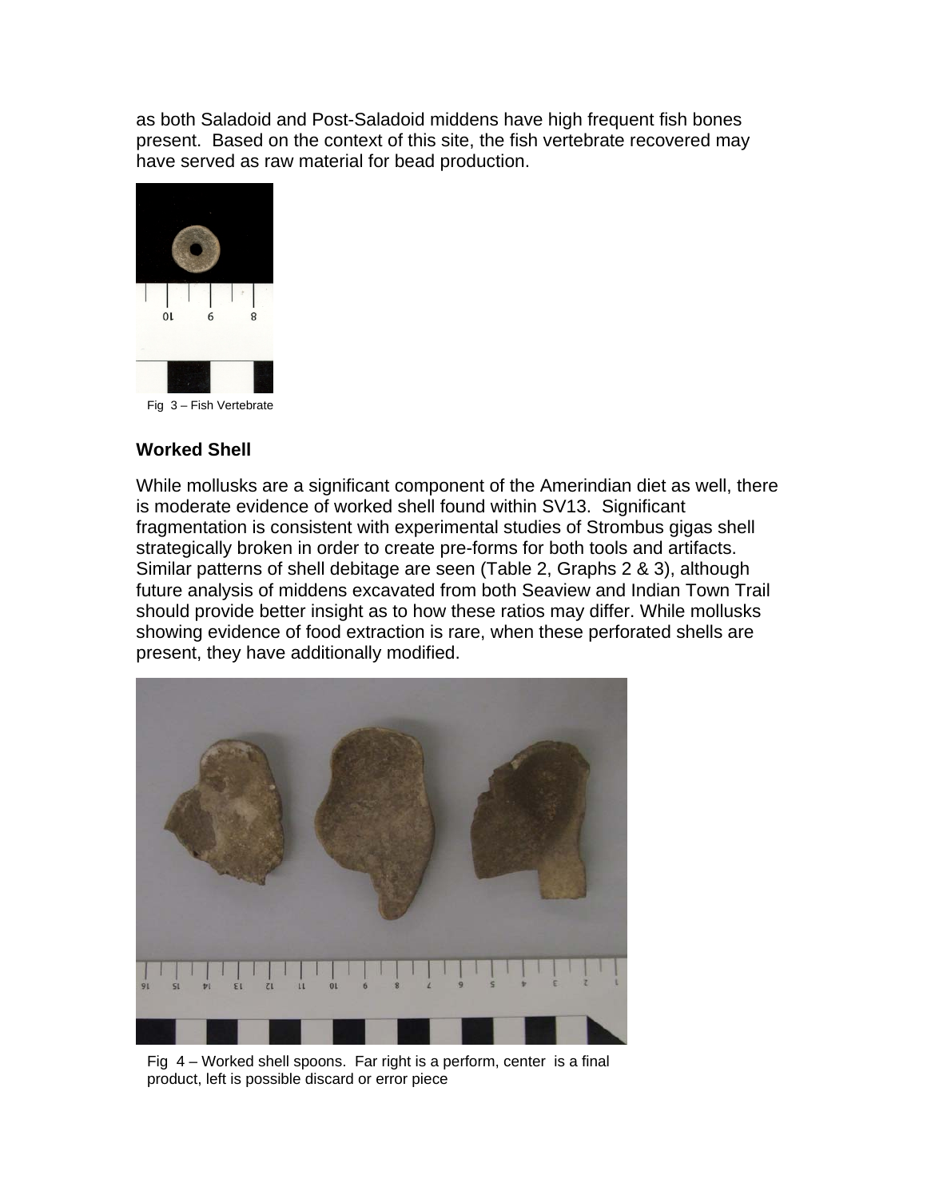as both Saladoid and Post-Saladoid middens have high frequent fish bones present. Based on the context of this site, the fish vertebrate recovered may have served as raw material for bead production.

Fig 3 – Fish Vertebrate

### Worked Shell

While mollusks are a significant component of the Amerindian diet as well, there is moderate evidence of worked shell found within SV13. Significant fragmentation is consistent with experimental studies of Strombus gigas shell strategically broken in order to create pre-forms for both tools and artifacts. Similar patterns of shell debitage are seen (Table 2, Graphs 2 & 3), although future analysis of middens excavated from both Seaview and Indian Town Trail should provide better insight as to how these ratios may differ. While mollusks showing evidence of food extraction is rare, when these perforated shells are present, they have additionally modified.

Fig 4 – Worked shell spoons. Far right is a perform, center is a final product, left is possible discard or error piece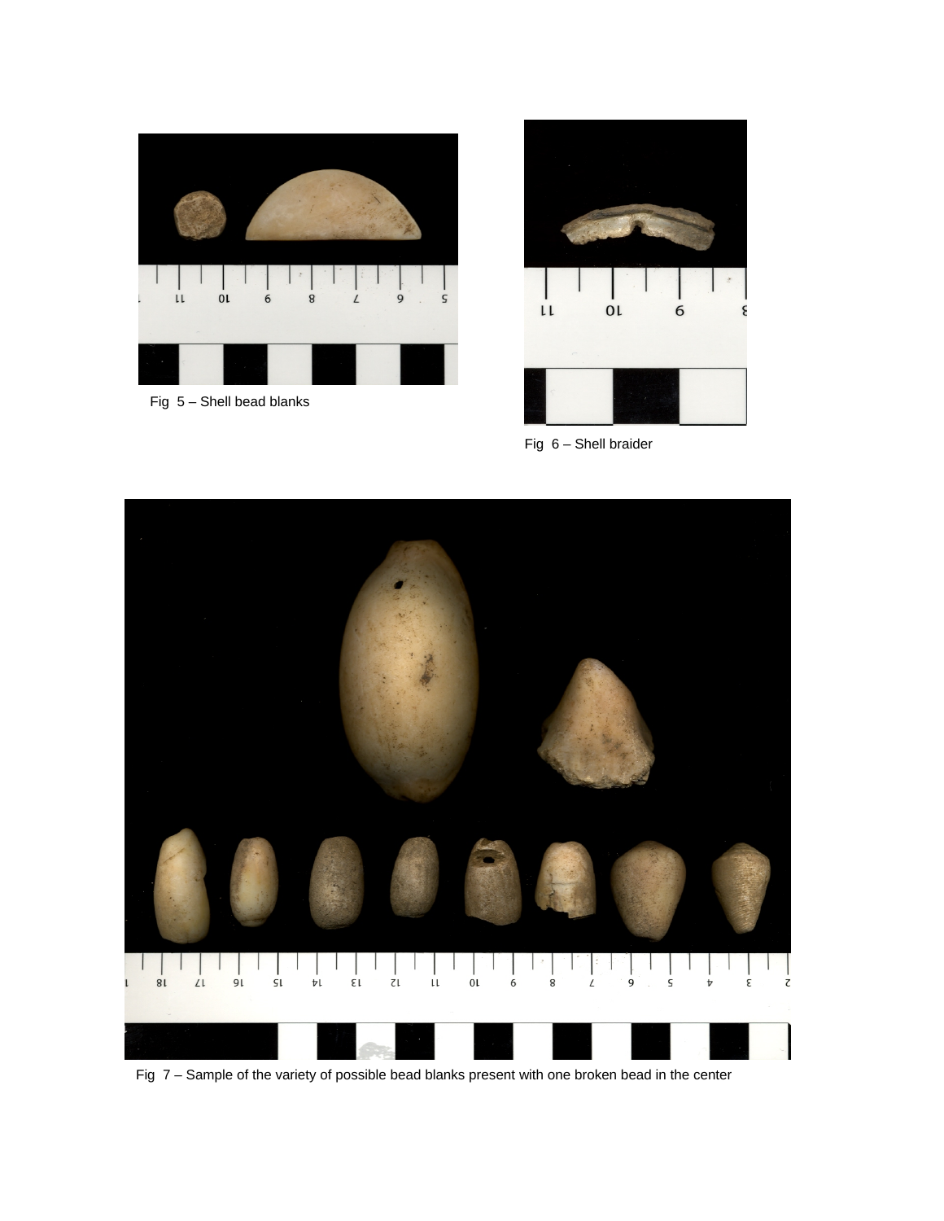Fig 5 – Shell bead blanks

Fig 6 – Shell braider

Fig 7 – Sample of the variety of possible bead blanks present with one broken bead in the center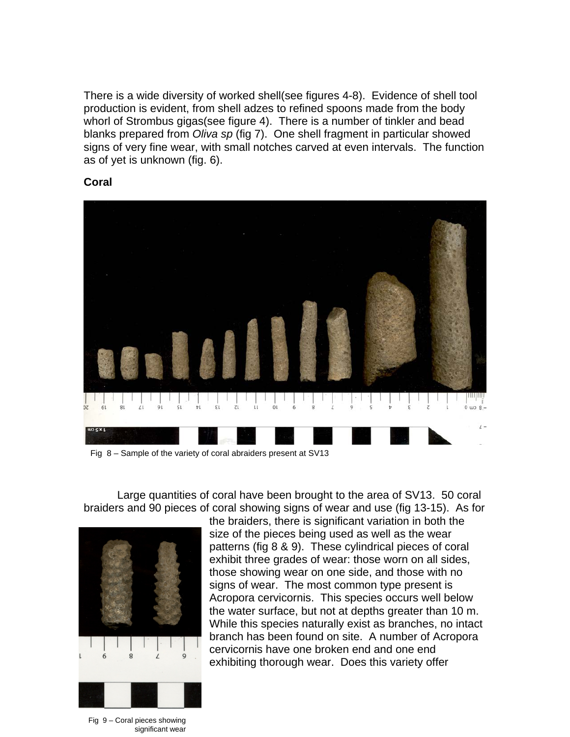There is a wide diversity of worked shell(see figures 4-8). Evidence of shell tool production is evident, from shell adzes to refined spoons made from the body whorl of Strombus gigas(see figure 4). There is a number of tinkler and bead blanks prepared from *Oliva sp* (fig 7). One shell fragment in particular showed signs of very fine wear, with small notches carved at even intervals. The function as of yet is unknown (fig. 6).

**Coral**

Fig 8 – Sample of the variety of coral abraiders present at SV13

Large quantities of coral have been brought to the area of SV13. 50 coral braiders and 90 pieces of coral showing signs of wear and use (fig 13-15). As for the braiders, there is significant variation in both the size of the pieces being used as well as the wear patterns (fig 8 & 9). These cylindrical pieces of coral exhibit three grades of wear: those worn on all sides, those showing wear on one side, and those with no signs of wear. The most common type present is Acropora cervicornis. This species occurs well below the water surface, but not at depths greater than 10 m. While this species naturally exist as branches, no intact branch has been found on site. A number of Acropora cervicornis have one broken end and one end exhibiting thorough wear. Does this variety offer

Fig 9 – Coral pieces showing significant wear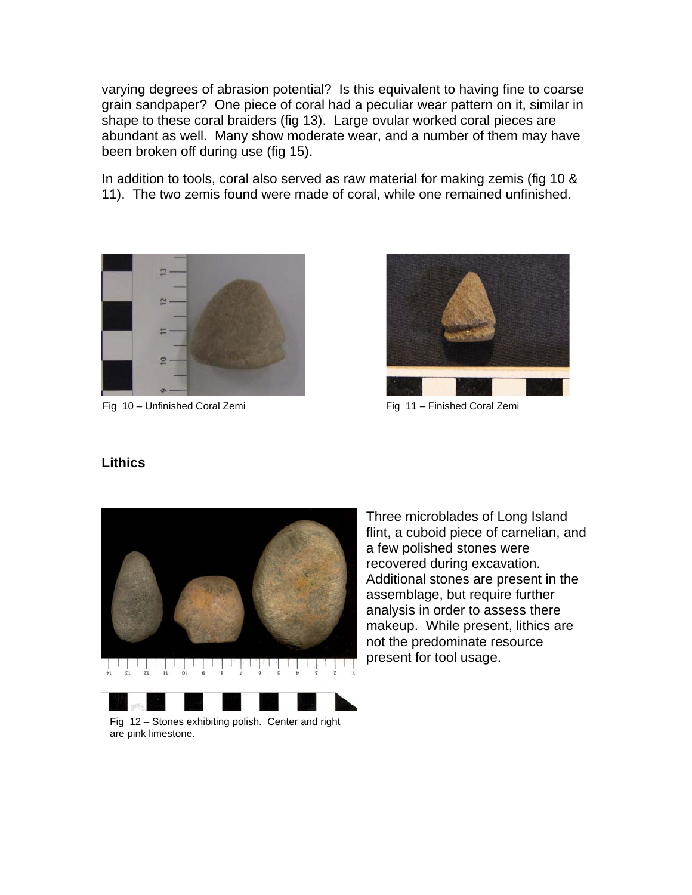varying degrees of abrasion potential? Is this equivalent to having fine to coarse grain sandpaper? One piece of coral had a peculiar wear pattern on it, similar in shape to these coral braiders (fig 13). Large ovular worked coral pieces are abundant as well. Many show moderate wear, and a number of them may have been broken off during use (fig 15).

In addition to tools, coral also served as raw material for making zemis (fig 10 & 11). The two zemis found were made of coral, while one remained unfinished.

Fig 10 – Unfinished Coral Zemi

Fig 11 – Finished Coral Zemi

## Lithics

Three microblades of Long Island flint, a cuboid piece of carnelian, and a few polished stones were recovered during excavation. Additional stones are present in the assemblage, but require further analysis in order to assess there makeup. While present, lithics are not the predominate resource present for tool usage.

Fig 12 – Stones exhibiting polish. Center and right are pink limestone.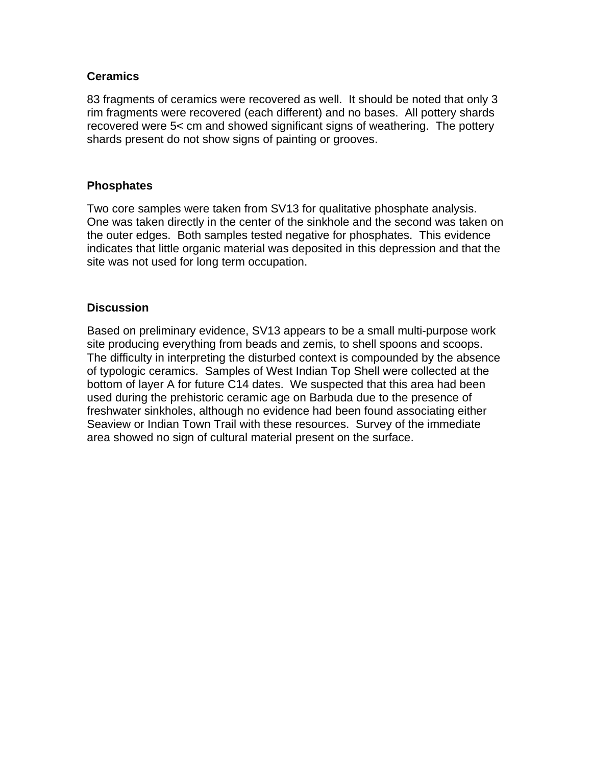**Ceramics**

83 fragments of ceramics were recovered as well. It should be noted that only 3 rim fragments were recovered (each different) and no bases. All pottery shards recovered were 5< cm and showed significant signs of weathering. The pottery shards present do not show signs of painting or grooves.

**Phosphates**

Two core samples were taken from SV13 for qualitative phosphate analysis. One was taken directly in the center of the sinkhole and the second was taken on the outer edges. Both samples tested negative for phosphates. This evidence indicates that little organic material was deposited in this depression and that the site was not used for long term occupation.

**Discussion**

Based on preliminary evidence, SV13 appears to be a small multi-purpose work site producing everything from beads and zemis, to shell spoons and scoops. The difficulty in interpreting the disturbed context is compounded by the absence of typologic ceramics. Samples of West Indian Top Shell were collected at the bottom of layer A for future C14 dates. We suspected that this area had been used during the prehistoric ceramic age on Barbuda due to the presence of freshwater sinkholes, although no evidence had been found associating either Seaview or Indian Town Trail with these resources. Survey of the immediate area showed no sign of cultural material present on the surface.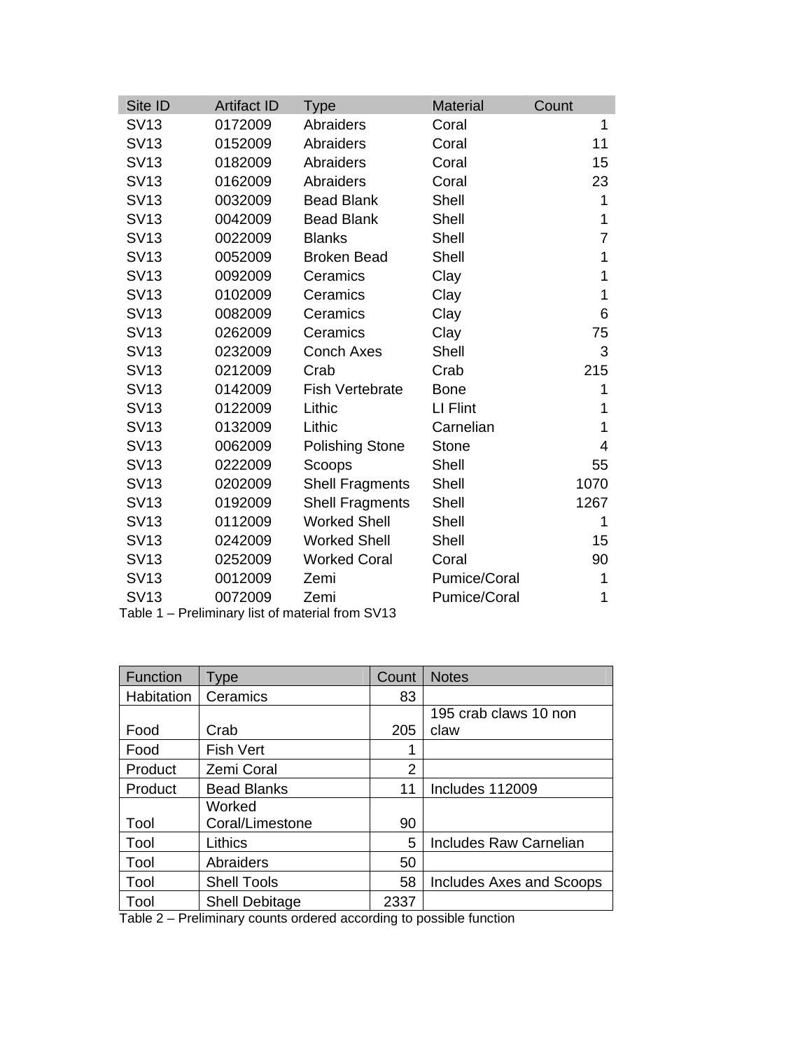| Site ID | Artifact ID | Type | Material | Count |
|---|---|---|---|---|
| SV13 | 0172009 | Abraiders | Coral | 1 |
| SV13 | 0152009 | Abraiders | Coral | 11 |
| SV13 | 0182009 | Abraiders | Coral | 15 |
| SV13 | 0162009 | Abraiders | Coral | 23 |
| SV13 | 0032009 | Bead Blank | Shell | 1 |
| SV13 | 0042009 | Bead Blank | Shell | 1 |
| SV13 | 0022009 | Blanks | Shell | 7 |
| SV13 | 0052009 | Broken Bead | Shell | 1 |
| SV13 | 0092009 | Ceramics | Clay | 1 |
| SV13 | 0102009 | Ceramics | Clay | 1 |
| SV13 | 0082009 | Ceramics | Clay | 6 |
| SV13 | 0262009 | Ceramics | Clay | 75 |
| SV13 | 0232009 | Conch Axes | Shell | 3 |
| SV13 | 0212009 | Crab | Crab | 215 |
| SV13 | 0142009 | Fish Vertebrate | Bone | 1 |
| SV13 | 0122009 | Lithic | LI Flint | 1 |
| SV13 | 0132009 | Lithic | Carnelian | 1 |
| SV13 | 0062009 | Polishing Stone | Stone | 4 |
| SV13 | 0222009 | Scoops | Shell | 55 |
| SV13 | 0202009 | Shell Fragments | Shell | 1070 |
| SV13 | 0192009 | Shell Fragments | Shell | 1267 |
| SV13 | 0112009 | Worked Shell | Shell | 1 |
| SV13 | 0242009 | Worked Shell | Shell | 15 |
| SV13 | 0252009 | Worked Coral | Coral | 90 |
| SV13 | 0012009 | Zemi | Pumice/Coral | 1 |
| SV13 | 0072009 | Zemi | Pumice/Coral | 1 |

Table 1 – Preliminary list of material from SV13

| Function | Type | Count | Notes |
|---|---|---|---|
| Habitation | Ceramics | 83 | |
| Food | Crab | 205 | 195 crab claws 10 non claw |
| Food | Fish Vert | 1 | |
| Product | Zemi Coral | 2 | |
| Product | Bead Blanks | 11 | Includes 112009 |
| Tool | Worked Coral/Limestone | 90 | |
| Tool | Lithics | 5 | Includes Raw Carnelian |
| Tool | Abraiders | 50 | |
| Tool | Shell Tools | 58 | Includes Axes and Scoops |
| Tool | Shell Debitage | 2337 | |

Table 2 – Preliminary counts ordered according to possible function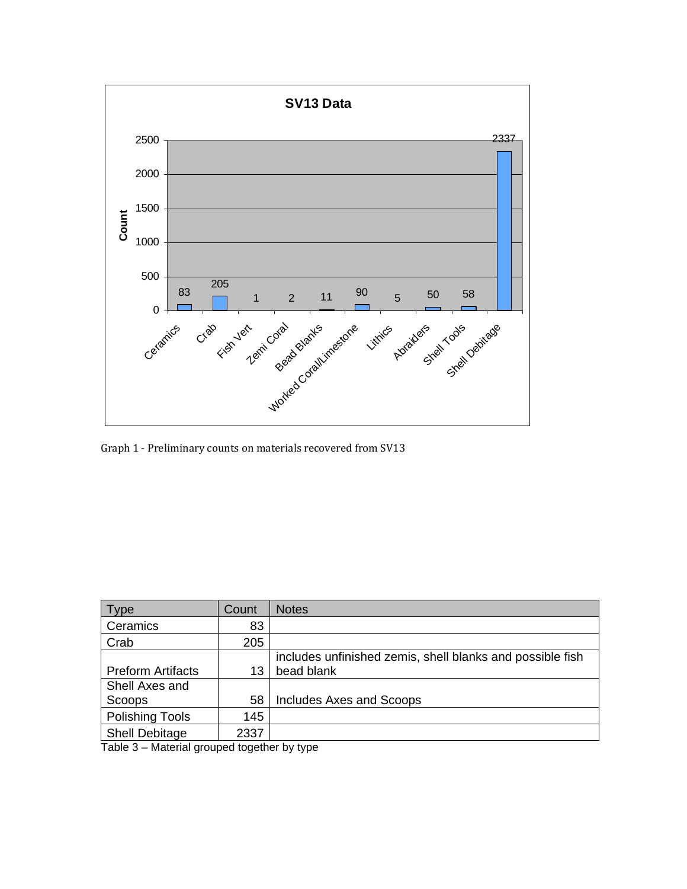**SV13 Data**

| Category | Count |
|---|---|
| Ceramics | 83 |
| Crab | 205 |
| Fish Vert | 1 |
| Zemi Coral | 2 |
| Bead Blanks | 11 |
| Worked Coral/Limestone | 90 |
| Lithics | 5 |
| Abraiders | 50 |
| Shell Tools | 58 |
| Shell Debitage | 2337 |

Graph 1 - Preliminary counts on materials recovered from SV13

| Type | Count | Notes |
|---|---|---|
| Ceramics | 83 | |
| Crab | 205 | |
| Preform Artifacts | 13 | includes unfinished zemis, shell blanks and possible fish bead blank |
| Shell Axes and Scoops | 58 | Includes Axes and Scoops |
| Polishing Tools | 145 | |
| Shell Debitage | 2337 | |

Table 3 – Material grouped together by type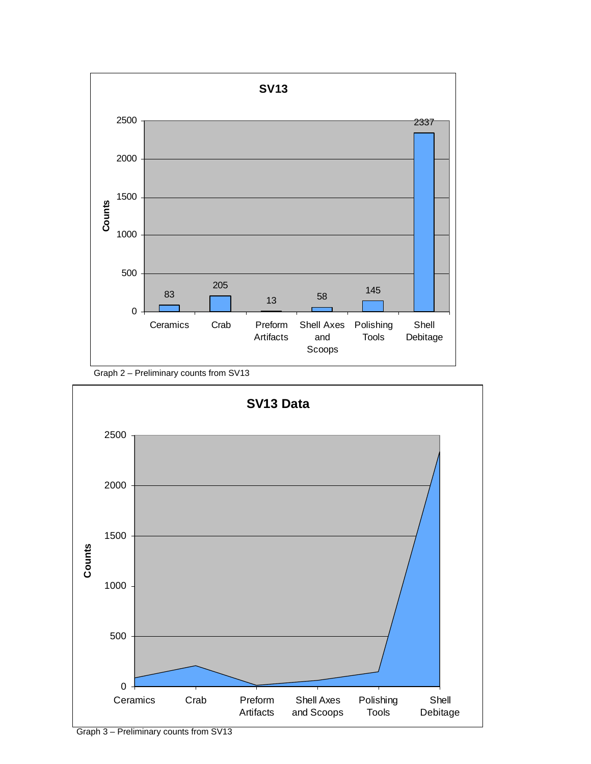**SV13**

| Category | Counts |
|---|---|
| Ceramics | 83 |
| Crab | 205 |
| Preform Artifacts | 13 |
| Shell Axes and Scoops | 58 |
| Polishing Tools | 145 |
| Shell Debitage | 2337 |

Graph 2 – Preliminary counts from SV13

**SV13 Data**

Graph 3 – Preliminary counts from SV13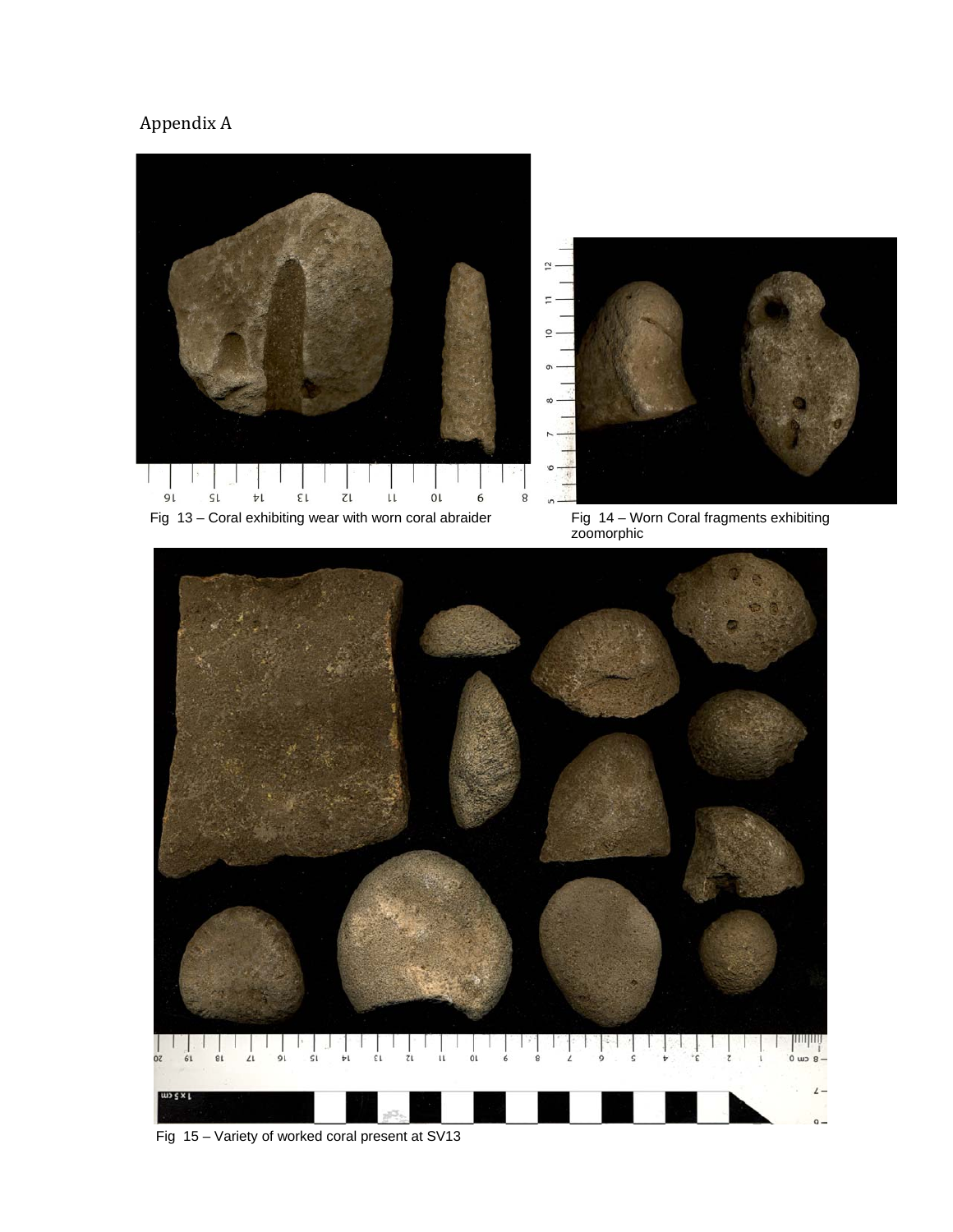# Appendix A

Fig 13 – Coral exhibiting wear with worn coral abraider

Fig 14 – Worn Coral fragments exhibiting zoomorphic

Fig 15 – Variety of worked coral present at SV13